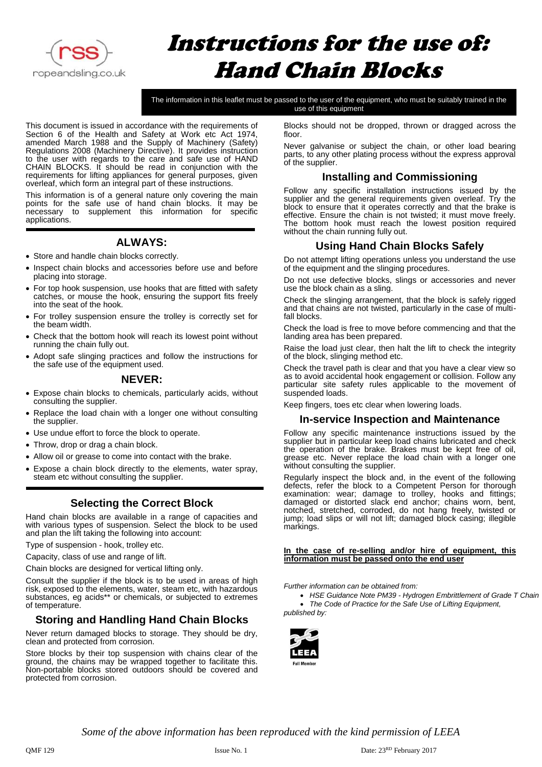# Instructions for the use of: Hand Chain Blocks

The information in this leaflet must be passed to the user of the equipment, who must be suitably trained in the use of this equipment

This document is issued in accordance with the requirements of Section 6 of the Health and Safety at Work etc Act 1974, amended March 1988 and the Supply of Machinery (Safety) Regulations 2008 (Machinery Directive). It provides instruction to the user with regards to the care and safe use of HAND CHAIN BLOCKS. It should be read in conjunction with the requirements for lifting appliances for general purposes, given overleaf, which form an integral part of these instructions.

This information is of a general nature only covering the main points for the safe use of hand chain blocks. It may be necessary to supplement this information for specific applications.

## ALWAYS:

- Store and handle chain blocks correctly.
- Inspect chain blocks and accessories before use and before placing into storage.
- For top hook suspension, use hooks that are fitted with safety catches, or mouse the hook, ensuring the support fits freely into the seat of the hook.
- For trolley suspension ensure the trolley is correctly set for the beam width.
- Check that the bottom hook will reach its lowest point without running the chain fully out.
- Adopt safe slinging practices and follow the instructions for the safe use of the equipment used.

## NEVER:

- Expose chain blocks to chemicals, particularly acids, without consulting the supplier.
- Replace the load chain with a longer one without consulting the supplier.
- Use undue effort to force the block to operate.
- Throw, drop or drag a chain block.
- Allow oil or grease to come into contact with the brake.
- Expose a chain block directly to the elements, water spray, steam etc without consulting the supplier.

## Selecting the Correct Block

Hand chain blocks are available in a range of capacities and with various types of suspension. Select the block to be used and plan the lift taking the following into account:

Type of suspension - hook, trolley etc.

Capacity, class of use and range of lift.

Chain blocks are designed for vertical lifting only.

Consult the supplier if the block is to be used in areas of high risk, exposed to the elements, water, steam etc, with hazardous substances, eg acids** or chemicals, or subjected to extremes of temperature.

## Storing and Handling Hand Chain Blocks

Never return damaged blocks to storage. They should be dry, clean and protected from corrosion.

Store blocks by their top suspension with chains clear of the ground, the chains may be wrapped together to facilitate this. Non-portable blocks stored outdoors should be covered and protected from corrosion.

Blocks should not be dropped, thrown or dragged across the floor.

Never galvanise or subject the chain, or other load bearing parts, to any other plating process without the express approval of the supplier.

## Installing and Commissioning

Follow any specific installation instructions issued by the supplier and the general requirements given overleaf. Try the block to ensure that it operates correctly and that the brake is effective. Ensure the chain is not twisted; it must move freely. The bottom hook must reach the lowest position required without the chain running fully out.

## Using Hand Chain Blocks Safely

Do not attempt lifting operations unless you understand the use of the equipment and the slinging procedures.

Do not use defective blocks, slings or accessories and never use the block chain as a sling.

Check the slinging arrangement, that the block is safely rigged and that chains are not twisted, particularly in the case of multi-fall blocks.

Check the load is free to move before commencing and that the landing area has been prepared.

Raise the load just clear, then halt the lift to check the integrity of the block, slinging method etc.

Check the travel path is clear and that you have a clear view so as to avoid accidental hook engagement or collision. Follow any particular site safety rules applicable to the movement of suspended loads.

Keep fingers, toes etc clear when lowering loads.

## In-service Inspection and Maintenance

Follow any specific maintenance instructions issued by the supplier but in particular keep load chains lubricated and check the operation of the brake. Brakes must be kept free of oil, grease etc. Never replace the load chain with a longer one without consulting the supplier.

Regularly inspect the block and, in the event of the following defects, refer the block to a Competent Person for thorough examination: wear; damage to trolley, hooks and fittings; damaged or distorted slack end anchor; chains worn, bent, notched, stretched, corroded, do not hang freely, twisted or jump; load slips or will not lift; damaged block casing; illegible markings.

**In the case of re-selling and/or hire of equipment, this information must be passed onto the end user**

*Further information can be obtained from:*

- *HSE Guidance Note PM39 - Hydrogen Embrittlement of Grade T Chain*
- *The Code of Practice for the Safe Use of Lifting Equipment,*

*published by:*

LEEA Full Member

*Some of the above information has been reproduced with the kind permission of LEEA*

QMF 129 Issue No. 1 Date: 23RD February 2017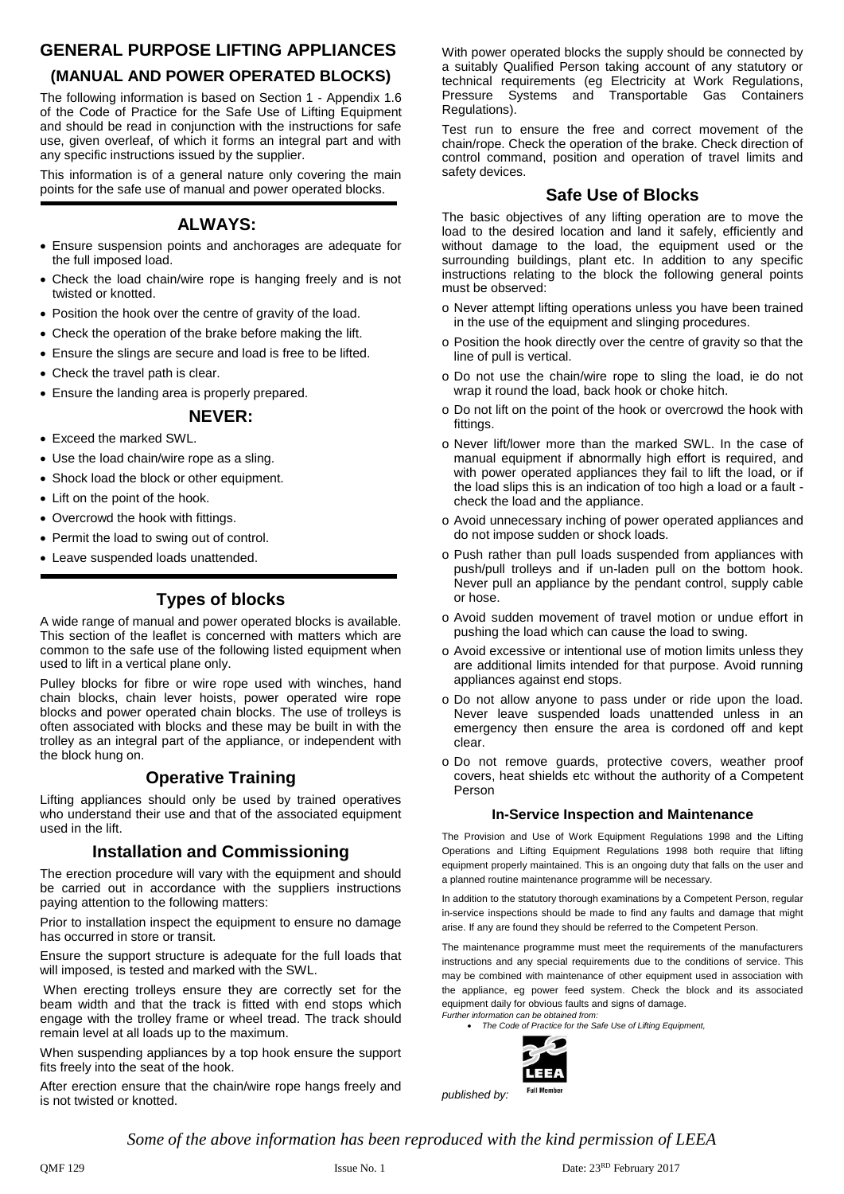# GENERAL PURPOSE LIFTING APPLIANCES

## (MANUAL AND POWER OPERATED BLOCKS)

The following information is based on Section 1 - Appendix 1.6 of the Code of Practice for the Safe Use of Lifting Equipment and should be read in conjunction with the instructions for safe use, given overleaf, of which it forms an integral part and with any specific instructions issued by the supplier.

This information is of a general nature only covering the main points for the safe use of manual and power operated blocks.

## ALWAYS:

- Ensure suspension points and anchorages are adequate for the full imposed load.
- Check the load chain/wire rope is hanging freely and is not twisted or knotted.
- Position the hook over the centre of gravity of the load.
- Check the operation of the brake before making the lift.
- Ensure the slings are secure and load is free to be lifted.
- Check the travel path is clear.
- Ensure the landing area is properly prepared.

## NEVER:

- Exceed the marked SWL.
- Use the load chain/wire rope as a sling.
- Shock load the block or other equipment.
- Lift on the point of the hook.
- Overcrowd the hook with fittings.
- Permit the load to swing out of control.
- Leave suspended loads unattended.

## Types of blocks

A wide range of manual and power operated blocks is available. This section of the leaflet is concerned with matters which are common to the safe use of the following listed equipment when used to lift in a vertical plane only.

Pulley blocks for fibre or wire rope used with winches, hand chain blocks, chain lever hoists, power operated wire rope blocks and power operated chain blocks. The use of trolleys is often associated with blocks and these may be built in with the trolley as an integral part of the appliance, or independent with the block hung on.

## Operative Training

Lifting appliances should only be used by trained operatives who understand their use and that of the associated equipment used in the lift.

## Installation and Commissioning

The erection procedure will vary with the equipment and should be carried out in accordance with the suppliers instructions paying attention to the following matters:

Prior to installation inspect the equipment to ensure no damage has occurred in store or transit.

Ensure the support structure is adequate for the full loads that will imposed, is tested and marked with the SWL.

When erecting trolleys ensure they are correctly set for the beam width and that the track is fitted with end stops which engage with the trolley frame or wheel tread. The track should remain level at all loads up to the maximum.

When suspending appliances by a top hook ensure the support fits freely into the seat of the hook.

After erection ensure that the chain/wire rope hangs freely and is not twisted or knotted.

With power operated blocks the supply should be connected by a suitably Qualified Person taking account of any statutory or technical requirements (eg Electricity at Work Regulations, Pressure Systems and Transportable Gas Containers Regulations).

Test run to ensure the free and correct movement of the chain/rope. Check the operation of the brake. Check direction of control command, position and operation of travel limits and safety devices.

## Safe Use of Blocks

The basic objectives of any lifting operation are to move the load to the desired location and land it safely, efficiently and without damage to the load, the equipment used or the surrounding buildings, plant etc. In addition to any specific instructions relating to the block the following general points must be observed:

- Never attempt lifting operations unless you have been trained in the use of the equipment and slinging procedures.
- Position the hook directly over the centre of gravity so that the line of pull is vertical.
- Do not use the chain/wire rope to sling the load, ie do not wrap it round the load, back hook or choke hitch.
- Do not lift on the point of the hook or overcrowd the hook with fittings.
- Never lift/lower more than the marked SWL. In the case of manual equipment if abnormally high effort is required, and with power operated appliances they fail to lift the load, or if the load slips this is an indication of too high a load or a fault - check the load and the appliance.
- Avoid unnecessary inching of power operated appliances and do not impose sudden or shock loads.
- Push rather than pull loads suspended from appliances with push/pull trolleys and if un-laden pull on the bottom hook. Never pull an appliance by the pendant control, supply cable or hose.
- Avoid sudden movement of travel motion or undue effort in pushing the load which can cause the load to swing.
- Avoid excessive or intentional use of motion limits unless they are additional limits intended for that purpose. Avoid running appliances against end stops.
- Do not allow anyone to pass under or ride upon the load. Never leave suspended loads unattended unless in an emergency then ensure the area is cordoned off and kept clear.
- Do not remove guards, protective covers, weather proof covers, heat shields etc without the authority of a Competent Person

### In-Service Inspection and Maintenance

The Provision and Use of Work Equipment Regulations 1998 and the Lifting Operations and Lifting Equipment Regulations 1998 both require that lifting equipment properly maintained. This is an ongoing duty that falls on the user and a planned routine maintenance programme will be necessary.

In addition to the statutory thorough examinations by a Competent Person, regular in-service inspections should be made to find any faults and damage that might arise. If any are found they should be referred to the Competent Person.

The maintenance programme must meet the requirements of the manufacturers instructions and any special requirements due to the conditions of service. This may be combined with maintenance of other equipment used in association with the appliance, eg power feed system. Check the block and its associated equipment daily for obvious faults and signs of damage.

*Further information can be obtained from:*

- *The Code of Practice for the Safe Use of Lifting Equipment,*

*published by:* LEEA Full Member

*Some of the above information has been reproduced with the kind permission of LEEA*

QMF 129 Issue No. 1 Date: 23RD February 2017